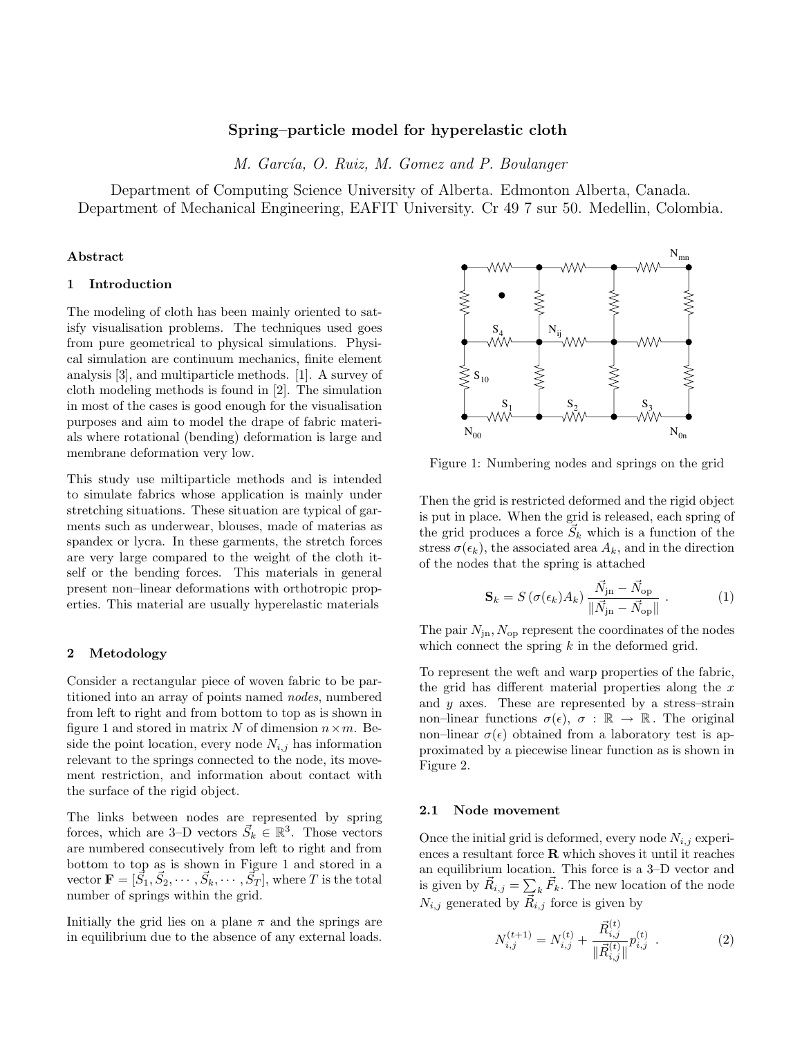# Spring–particle model for hyperelastic cloth

*M. García, O. Ruiz, M. Gomez and P. Boulanger*

Department of Computing Science University of Alberta. Edmonton Alberta, Canada.
Department of Mechanical Engineering, EAFIT University. Cr 49 7 sur 50. Medellin, Colombia.

**Abstract**

## 1 Introduction

The modeling of cloth has been mainly oriented to satisfy visualisation problems. The techniques used goes from pure geometrical to physical simulations. Physical simulation are continuum mechanics, finite element analysis [3], and multiparticle methods. [1]. A survey of cloth modeling methods is found in [2]. The simulation in most of the cases is good enough for the visualisation purposes and aim to model the drape of fabric materials where rotational (bending) deformation is large and membrane deformation very low.

This study use miltiparticle methods and is intended to simulate fabrics whose application is mainly under stretching situations. These situation are typical of garments such as underwear, blouses, made of materias as spandex or lycra. In these garments, the stretch forces are very large compared to the weight of the cloth itself or the bending forces. This materials in general present non–linear deformations with orthotropic properties. This material are usually hyperelastic materials

## 2 Metodology

Consider a rectangular piece of woven fabric to be partitioned into an array of points named *nodes*, numbered from left to right and from bottom to top as is shown in figure 1 and stored in matrix $N$ of dimension $n \times m$. Beside the point location, every node $N_{i,j}$ has information relevant to the springs connected to the node, its movement restriction, and information about contact with the surface of the rigid object.

The links between nodes are represented by spring forces, which are 3–D vectors $\vec{S}_k \in \mathbb{R}^3$. Those vectors are numbered consecutively from left to right and from bottom to top as is shown in Figure 1 and stored in a vector $\mathbf{F} = [\vec{S}_1, \vec{S}_2, \cdots, \vec{S}_k, \cdots, \vec{S}_T]$, where $T$ is the total number of springs within the grid.

Initially the grid lies on a plane $\pi$ and the springs are in equilibrium due to the absence of any external loads.

Figure 1: Numbering nodes and springs on the grid

Then the grid is restricted deformed and the rigid object is put in place. When the grid is released, each spring of the grid produces a force $\vec{S}_k$ which is a function of the stress $\sigma(\epsilon_k)$, the associated area $A_k$, and in the direction of the nodes that the spring is attached

$$\mathbf{S}_k = S\left(\sigma(\epsilon_k) A_k\right) \frac{\vec{N}_{\mathrm{jn}} - \vec{N}_{\mathrm{op}}}{\|\vec{N}_{\mathrm{jn}} - \vec{N}_{\mathrm{op}}\|} \ . \tag{1}$$

The pair $N_{\mathrm{jn}}, N_{\mathrm{op}}$ represent the coordinates of the nodes which connect the spring $k$ in the deformed grid.

To represent the weft and warp properties of the fabric, the grid has different material properties along the $x$ and $y$ axes. These are represented by a stress–strain non–linear functions $\sigma(\epsilon)$, $\sigma : \mathbb{R} \rightarrow \mathbb{R}$. The original non–linear $\sigma(\epsilon)$ obtained from a laboratory test is approximated by a piecewise linear function as is shown in Figure 2.

### 2.1 Node movement

Once the initial grid is deformed, every node $N_{i,j}$ experiences a resultant force $\mathbf{R}$ which shoves it until it reaches an equilibrium location. This force is a 3–D vector and is given by $\vec{R}_{i,j} = \sum_k \vec{F}_k$. The new location of the node $N_{i,j}$ generated by $\vec{R}_{i,j}$ force is given by

$$N_{i,j}^{(t+1)} = N_{i,j}^{(t)} + \frac{\vec{R}_{i,j}^{(t)}}{\|\vec{R}_{i,j}^{(t)}\|} p_{i,j}^{(t)} \ . \tag{2}$$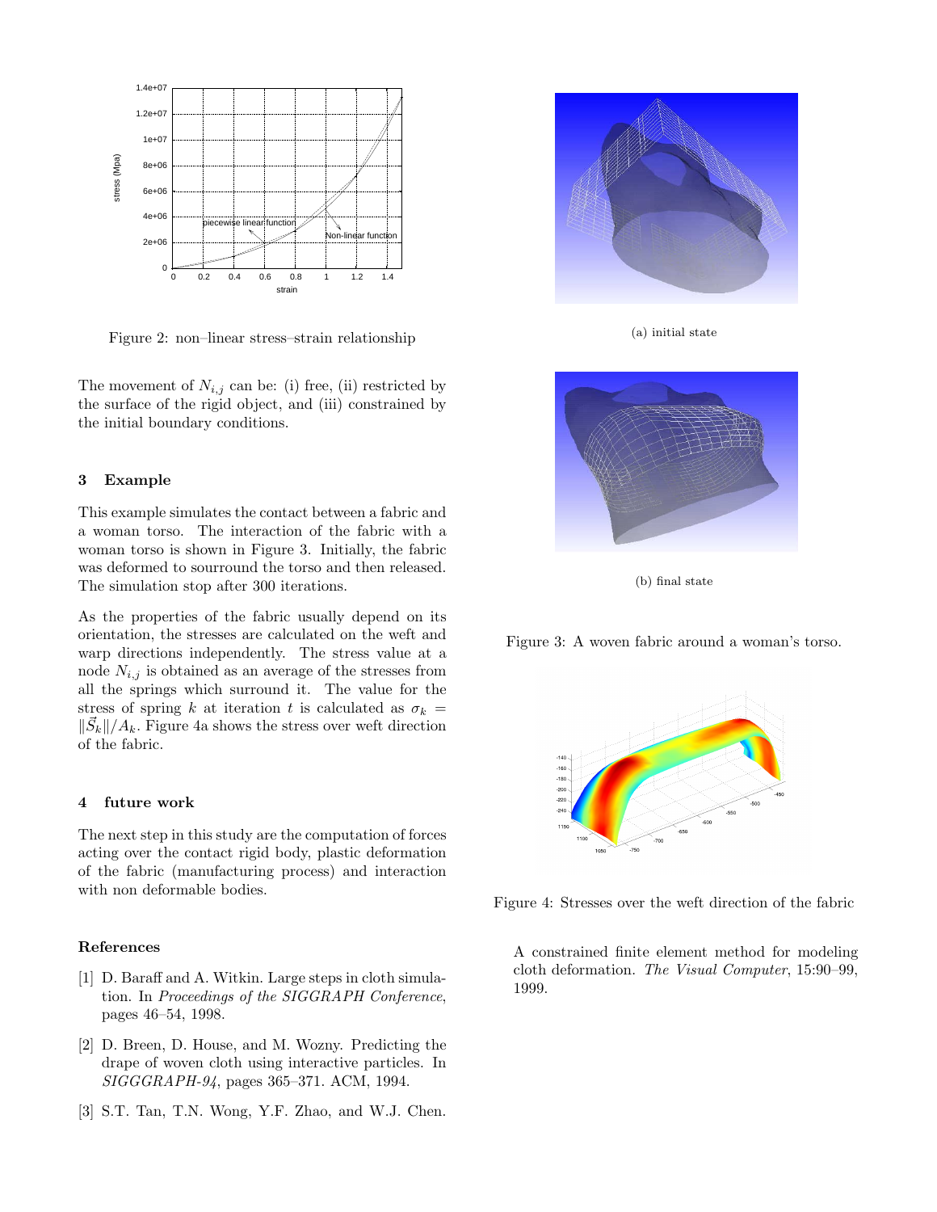stress (Mpa)

1.4e+07
1.2e+07
1e+07
8e+06
6e+06
4e+06
2e+06
0

0 0.2 0.4 0.6 0.8 1 1.2 1.4

strain

piecewise linear function

Non-linear function

Figure 2: non–linear stress–strain relationship

The movement of $N_{i,j}$ can be: (i) free, (ii) restricted by the surface of the rigid object, and (iii) constrained by the initial boundary conditions.

## 3 Example

This example simulates the contact between a fabric and a woman torso. The interaction of the fabric with a woman torso is shown in Figure 3. Initially, the fabric was deformed to sourround the torso and then released. The simulation stop after 300 iterations.

As the properties of the fabric usually depend on its orientation, the stresses are calculated on the weft and warp directions independently. The stress value at a node $N_{i,j}$ is obtained as an average of the stresses from all the springs which surround it. The value for the stress of spring $k$ at iteration $t$ is calculated as $\sigma_k = \|\vec{S}_k\|/A_k$. Figure 4a shows the stress over weft direction of the fabric.

## 4 future work

The next step in this study are the computation of forces acting over the contact rigid body, plastic deformation of the fabric (manufacturing process) and interaction with non deformable bodies.

(a) initial state

(b) final state

Figure 3: A woven fabric around a woman's torso.

-140
-160
-180
-200
-220
-240

1150
1100
1050

-750 -700 -650 -600 -550 -500 -450

Figure 4: Stresses over the weft direction of the fabric

## References

[1] D. Baraff and A. Witkin. Large steps in cloth simulation. In *Proceedings of the SIGGRAPH Conference*, pages 46–54, 1998.

[2] D. Breen, D. House, and M. Wozny. Predicting the drape of woven cloth using interactive particles. In *SIGGGRAPH-94*, pages 365–371. ACM, 1994.

[3] S.T. Tan, T.N. Wong, Y.F. Zhao, and W.J. Chen. A constrained finite element method for modeling cloth deformation. *The Visual Computer*, 15:90–99, 1999.